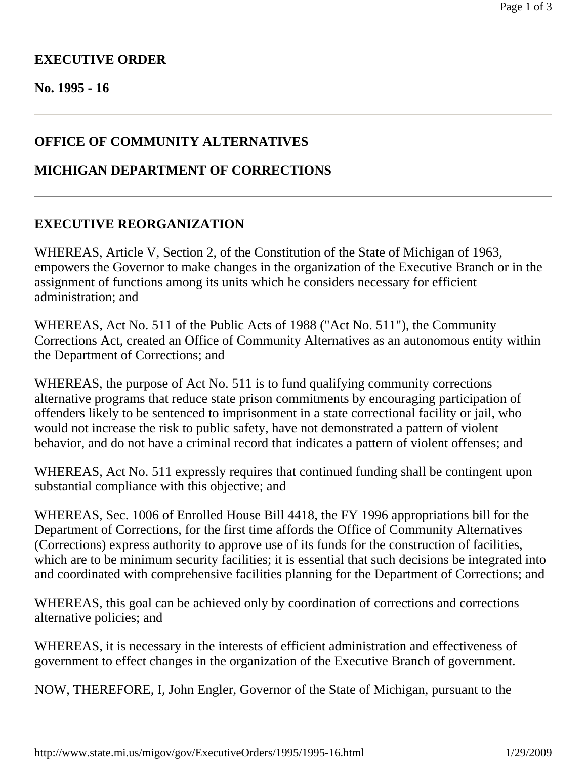**EXECUTIVE ORDER**

**No. 1995 - 16**

---

## OFFICE OF COMMUNITY ALTERNATIVES

## MICHIGAN DEPARTMENT OF CORRECTIONS

---

## EXECUTIVE REORGANIZATION

WHEREAS, Article V, Section 2, of the Constitution of the State of Michigan of 1963, empowers the Governor to make changes in the organization of the Executive Branch or in the assignment of functions among its units which he considers necessary for efficient administration; and

WHEREAS, Act No. 511 of the Public Acts of 1988 ("Act No. 511"), the Community Corrections Act, created an Office of Community Alternatives as an autonomous entity within the Department of Corrections; and

WHEREAS, the purpose of Act No. 511 is to fund qualifying community corrections alternative programs that reduce state prison commitments by encouraging participation of offenders likely to be sentenced to imprisonment in a state correctional facility or jail, who would not increase the risk to public safety, have not demonstrated a pattern of violent behavior, and do not have a criminal record that indicates a pattern of violent offenses; and

WHEREAS, Act No. 511 expressly requires that continued funding shall be contingent upon substantial compliance with this objective; and

WHEREAS, Sec. 1006 of Enrolled House Bill 4418, the FY 1996 appropriations bill for the Department of Corrections, for the first time affords the Office of Community Alternatives (Corrections) express authority to approve use of its funds for the construction of facilities, which are to be minimum security facilities; it is essential that such decisions be integrated into and coordinated with comprehensive facilities planning for the Department of Corrections; and

WHEREAS, this goal can be achieved only by coordination of corrections and corrections alternative policies; and

WHEREAS, it is necessary in the interests of efficient administration and effectiveness of government to effect changes in the organization of the Executive Branch of government.

NOW, THEREFORE, I, John Engler, Governor of the State of Michigan, pursuant to the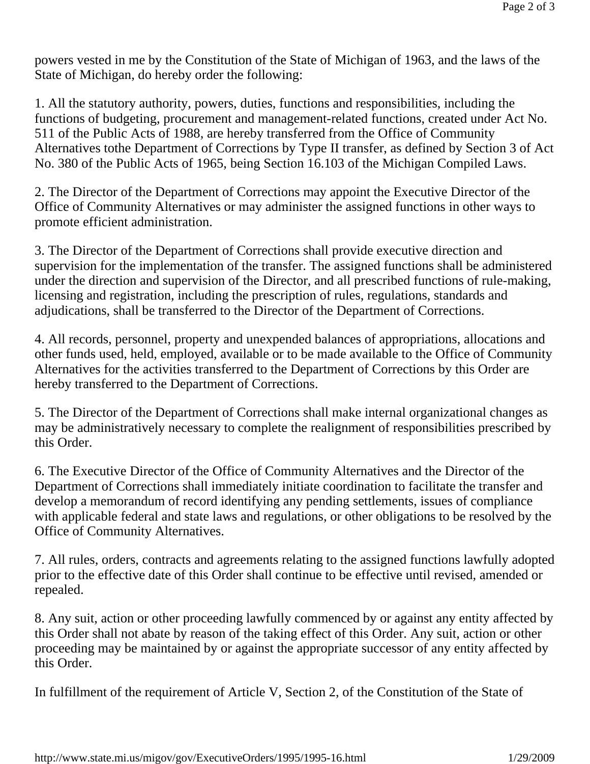powers vested in me by the Constitution of the State of Michigan of 1963, and the laws of the State of Michigan, do hereby order the following:

1. All the statutory authority, powers, duties, functions and responsibilities, including the functions of budgeting, procurement and management-related functions, created under Act No. 511 of the Public Acts of 1988, are hereby transferred from the Office of Community Alternatives tothe Department of Corrections by Type II transfer, as defined by Section 3 of Act No. 380 of the Public Acts of 1965, being Section 16.103 of the Michigan Compiled Laws.

2. The Director of the Department of Corrections may appoint the Executive Director of the Office of Community Alternatives or may administer the assigned functions in other ways to promote efficient administration.

3. The Director of the Department of Corrections shall provide executive direction and supervision for the implementation of the transfer. The assigned functions shall be administered under the direction and supervision of the Director, and all prescribed functions of rule-making, licensing and registration, including the prescription of rules, regulations, standards and adjudications, shall be transferred to the Director of the Department of Corrections.

4. All records, personnel, property and unexpended balances of appropriations, allocations and other funds used, held, employed, available or to be made available to the Office of Community Alternatives for the activities transferred to the Department of Corrections by this Order are hereby transferred to the Department of Corrections.

5. The Director of the Department of Corrections shall make internal organizational changes as may be administratively necessary to complete the realignment of responsibilities prescribed by this Order.

6. The Executive Director of the Office of Community Alternatives and the Director of the Department of Corrections shall immediately initiate coordination to facilitate the transfer and develop a memorandum of record identifying any pending settlements, issues of compliance with applicable federal and state laws and regulations, or other obligations to be resolved by the Office of Community Alternatives.

7. All rules, orders, contracts and agreements relating to the assigned functions lawfully adopted prior to the effective date of this Order shall continue to be effective until revised, amended or repealed.

8. Any suit, action or other proceeding lawfully commenced by or against any entity affected by this Order shall not abate by reason of the taking effect of this Order. Any suit, action or other proceeding may be maintained by or against the appropriate successor of any entity affected by this Order.

In fulfillment of the requirement of Article V, Section 2, of the Constitution of the State of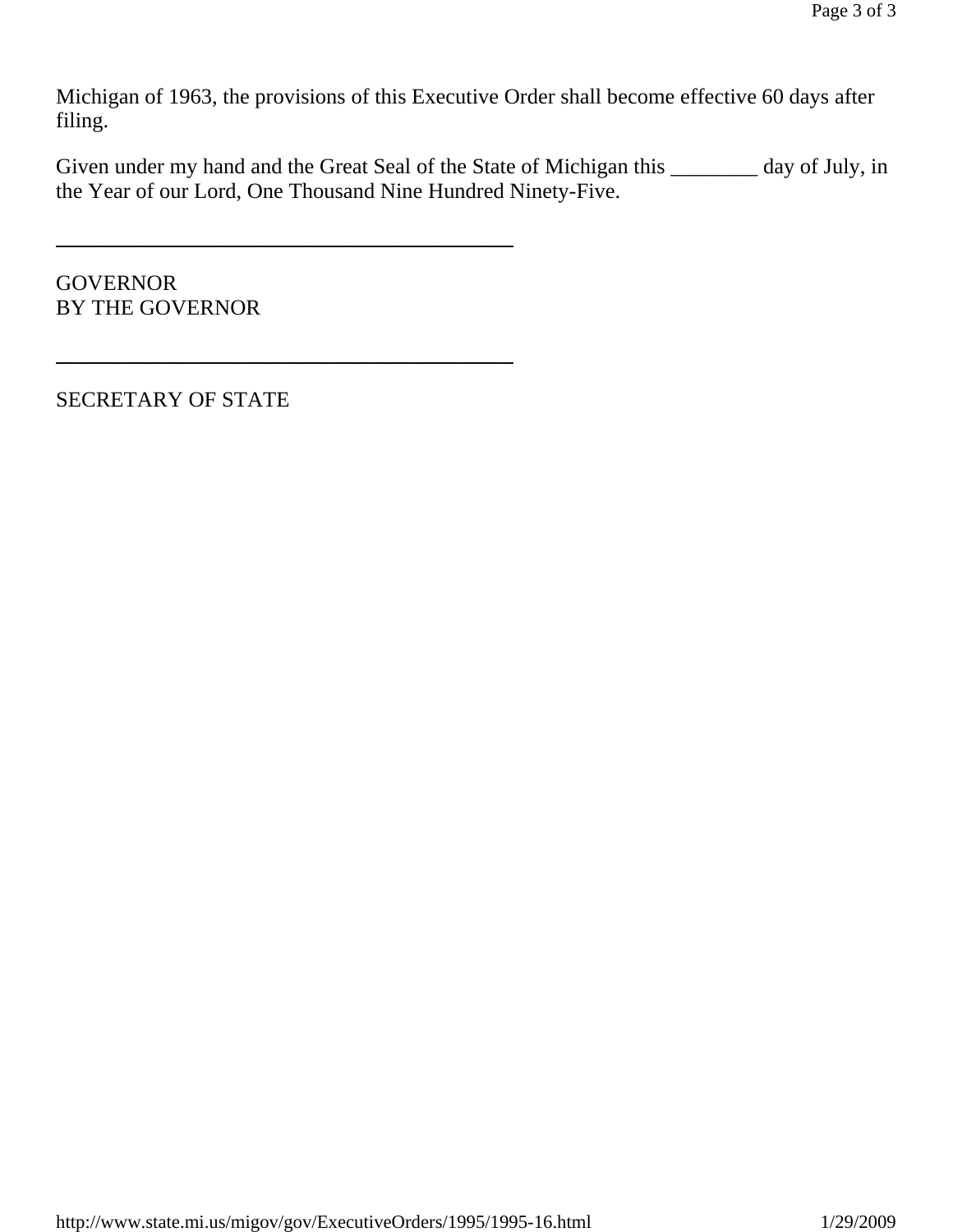Michigan of 1963, the provisions of this Executive Order shall become effective 60 days after filing.

Given under my hand and the Great Seal of the State of Michigan this ________ day of July, in the Year of our Lord, One Thousand Nine Hundred Ninety-Five.

_____________________________________________

GOVERNOR
BY THE GOVERNOR

_____________________________________________

SECRETARY OF STATE